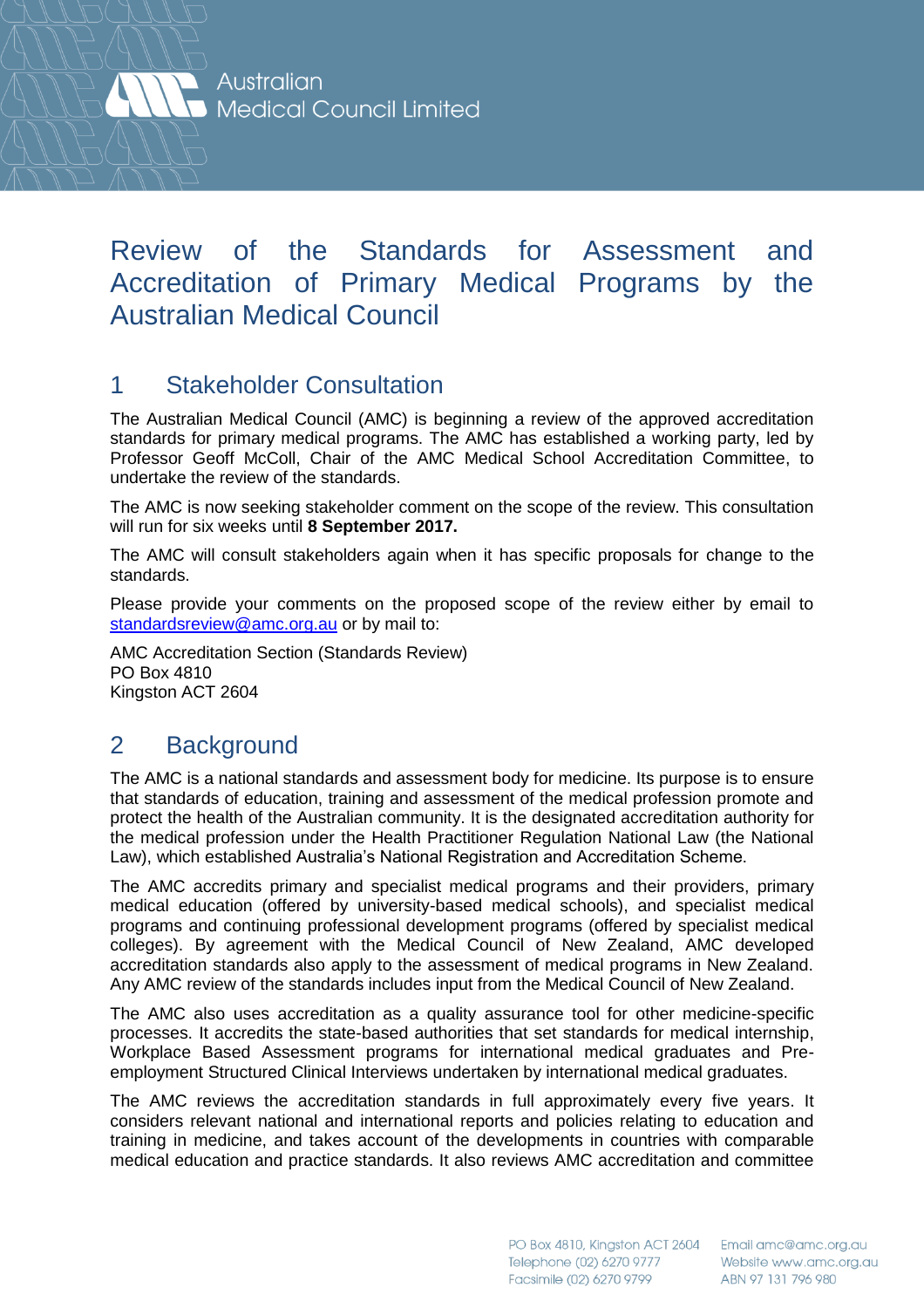Australian Medical Council Limited

# Review of the Standards for Assessment and Accreditation of Primary Medical Programs by the Australian Medical Council

## 1 Stakeholder Consultation

The Australian Medical Council (AMC) is beginning a review of the approved accreditation standards for primary medical programs. The AMC has established a working party, led by Professor Geoff McColl, Chair of the AMC Medical School Accreditation Committee, to undertake the review of the standards.

The AMC is now seeking stakeholder comment on the scope of the review. This consultation will run for six weeks until **8 September 2017.**

The AMC will consult stakeholders again when it has specific proposals for change to the standards.

Please provide your comments on the proposed scope of the review either by email to standardsreview@amc.org.au or by mail to:

AMC Accreditation Section (Standards Review)
PO Box 4810
Kingston ACT 2604

## 2 Background

The AMC is a national standards and assessment body for medicine. Its purpose is to ensure that standards of education, training and assessment of the medical profession promote and protect the health of the Australian community. It is the designated accreditation authority for the medical profession under the Health Practitioner Regulation National Law (the National Law), which established Australia's National Registration and Accreditation Scheme.

The AMC accredits primary and specialist medical programs and their providers, primary medical education (offered by university-based medical schools), and specialist medical programs and continuing professional development programs (offered by specialist medical colleges). By agreement with the Medical Council of New Zealand, AMC developed accreditation standards also apply to the assessment of medical programs in New Zealand. Any AMC review of the standards includes input from the Medical Council of New Zealand.

The AMC also uses accreditation as a quality assurance tool for other medicine-specific processes. It accredits the state-based authorities that set standards for medical internship, Workplace Based Assessment programs for international medical graduates and Pre-employment Structured Clinical Interviews undertaken by international medical graduates.

The AMC reviews the accreditation standards in full approximately every five years. It considers relevant national and international reports and policies relating to education and training in medicine, and takes account of the developments in countries with comparable medical education and practice standards. It also reviews AMC accreditation and committee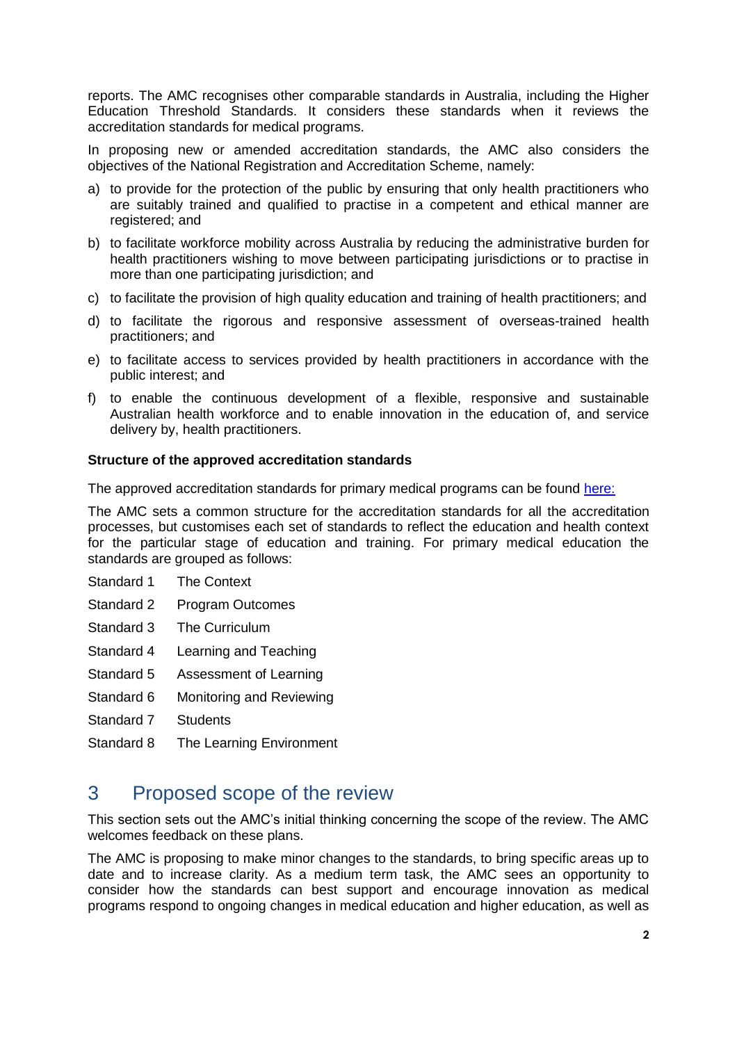reports. The AMC recognises other comparable standards in Australia, including the Higher Education Threshold Standards. It considers these standards when it reviews the accreditation standards for medical programs.

In proposing new or amended accreditation standards, the AMC also considers the objectives of the National Registration and Accreditation Scheme, namely:

a) to provide for the protection of the public by ensuring that only health practitioners who are suitably trained and qualified to practise in a competent and ethical manner are registered; and
b) to facilitate workforce mobility across Australia by reducing the administrative burden for health practitioners wishing to move between participating jurisdictions or to practise in more than one participating jurisdiction; and
c) to facilitate the provision of high quality education and training of health practitioners; and
d) to facilitate the rigorous and responsive assessment of overseas-trained health practitioners; and
e) to facilitate access to services provided by health practitioners in accordance with the public interest; and
f) to enable the continuous development of a flexible, responsive and sustainable Australian health workforce and to enable innovation in the education of, and service delivery by, health practitioners.

**Structure of the approved accreditation standards**

The approved accreditation standards for primary medical programs can be found here:

The AMC sets a common structure for the accreditation standards for all the accreditation processes, but customises each set of standards to reflect the education and health context for the particular stage of education and training. For primary medical education the standards are grouped as follows:

Standard 1 The Context
Standard 2 Program Outcomes
Standard 3 The Curriculum
Standard 4 Learning and Teaching
Standard 5 Assessment of Learning
Standard 6 Monitoring and Reviewing
Standard 7 Students
Standard 8 The Learning Environment

## 3 Proposed scope of the review

This section sets out the AMC's initial thinking concerning the scope of the review. The AMC welcomes feedback on these plans.

The AMC is proposing to make minor changes to the standards, to bring specific areas up to date and to increase clarity. As a medium term task, the AMC sees an opportunity to consider how the standards can best support and encourage innovation as medical programs respond to ongoing changes in medical education and higher education, as well as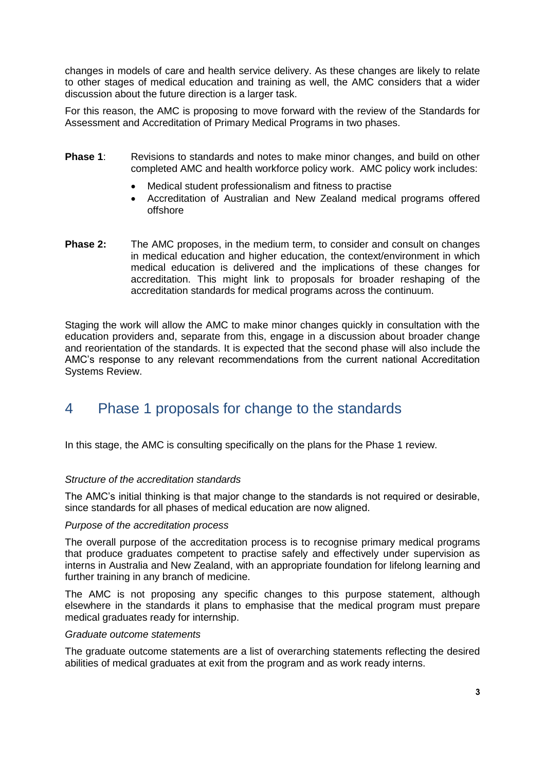changes in models of care and health service delivery. As these changes are likely to relate to other stages of medical education and training as well, the AMC considers that a wider discussion about the future direction is a larger task.

For this reason, the AMC is proposing to move forward with the review of the Standards for Assessment and Accreditation of Primary Medical Programs in two phases.

**Phase 1**: Revisions to standards and notes to make minor changes, and build on other completed AMC and health workforce policy work. AMC policy work includes:

- Medical student professionalism and fitness to practise
- Accreditation of Australian and New Zealand medical programs offered offshore

**Phase 2:** The AMC proposes, in the medium term, to consider and consult on changes in medical education and higher education, the context/environment in which medical education is delivered and the implications of these changes for accreditation. This might link to proposals for broader reshaping of the accreditation standards for medical programs across the continuum.

Staging the work will allow the AMC to make minor changes quickly in consultation with the education providers and, separate from this, engage in a discussion about broader change and reorientation of the standards. It is expected that the second phase will also include the AMC's response to any relevant recommendations from the current national Accreditation Systems Review.

# 4 Phase 1 proposals for change to the standards

In this stage, the AMC is consulting specifically on the plans for the Phase 1 review.

*Structure of the accreditation standards*

The AMC's initial thinking is that major change to the standards is not required or desirable, since standards for all phases of medical education are now aligned.

*Purpose of the accreditation process*

The overall purpose of the accreditation process is to recognise primary medical programs that produce graduates competent to practise safely and effectively under supervision as interns in Australia and New Zealand, with an appropriate foundation for lifelong learning and further training in any branch of medicine.

The AMC is not proposing any specific changes to this purpose statement, although elsewhere in the standards it plans to emphasise that the medical program must prepare medical graduates ready for internship.

*Graduate outcome statements*

The graduate outcome statements are a list of overarching statements reflecting the desired abilities of medical graduates at exit from the program and as work ready interns.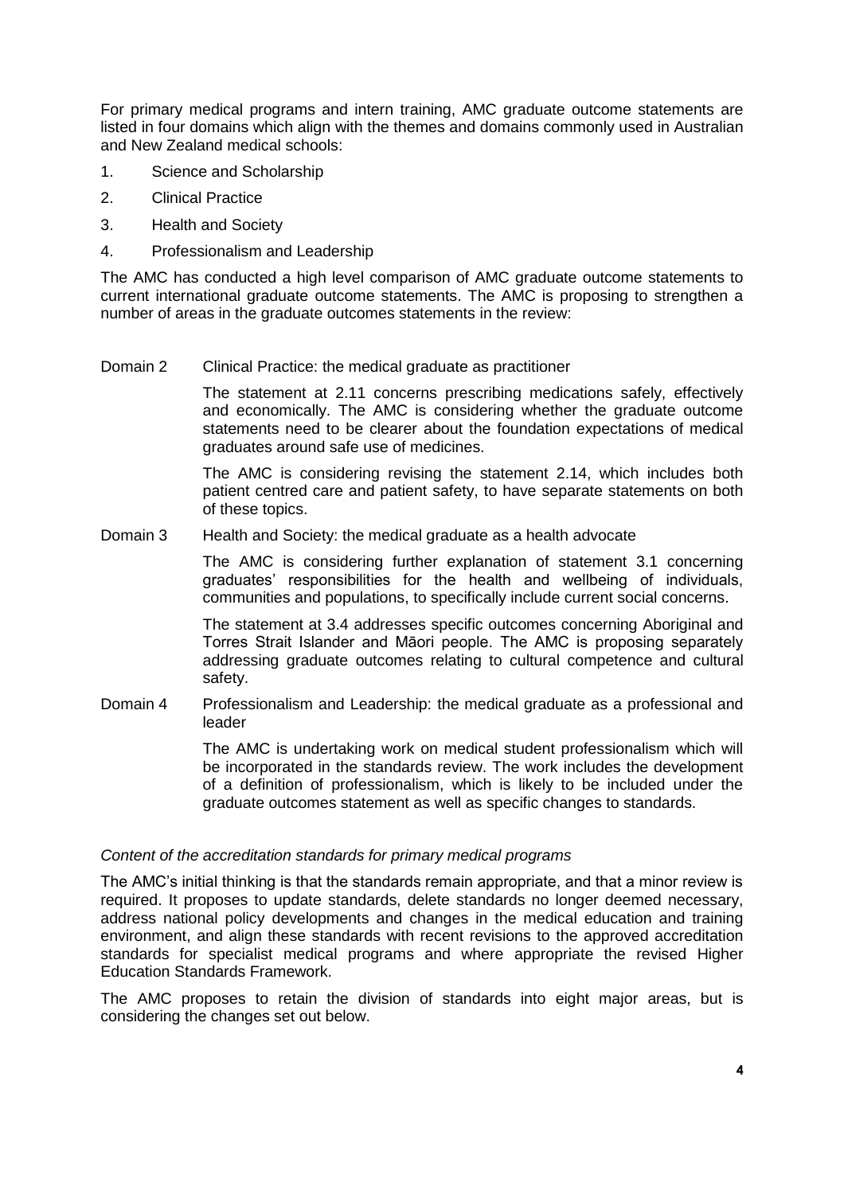For primary medical programs and intern training, AMC graduate outcome statements are listed in four domains which align with the themes and domains commonly used in Australian and New Zealand medical schools:

1. Science and Scholarship
2. Clinical Practice
3. Health and Society
4. Professionalism and Leadership

The AMC has conducted a high level comparison of AMC graduate outcome statements to current international graduate outcome statements. The AMC is proposing to strengthen a number of areas in the graduate outcomes statements in the review:

Domain 2 Clinical Practice: the medical graduate as practitioner

The statement at 2.11 concerns prescribing medications safely, effectively and economically. The AMC is considering whether the graduate outcome statements need to be clearer about the foundation expectations of medical graduates around safe use of medicines.

The AMC is considering revising the statement 2.14, which includes both patient centred care and patient safety, to have separate statements on both of these topics.

Domain 3 Health and Society: the medical graduate as a health advocate

The AMC is considering further explanation of statement 3.1 concerning graduates' responsibilities for the health and wellbeing of individuals, communities and populations, to specifically include current social concerns.

The statement at 3.4 addresses specific outcomes concerning Aboriginal and Torres Strait Islander and Māori people. The AMC is proposing separately addressing graduate outcomes relating to cultural competence and cultural safety.

Domain 4 Professionalism and Leadership: the medical graduate as a professional and leader

The AMC is undertaking work on medical student professionalism which will be incorporated in the standards review. The work includes the development of a definition of professionalism, which is likely to be included under the graduate outcomes statement as well as specific changes to standards.

*Content of the accreditation standards for primary medical programs*

The AMC's initial thinking is that the standards remain appropriate, and that a minor review is required. It proposes to update standards, delete standards no longer deemed necessary, address national policy developments and changes in the medical education and training environment, and align these standards with recent revisions to the approved accreditation standards for specialist medical programs and where appropriate the revised Higher Education Standards Framework.

The AMC proposes to retain the division of standards into eight major areas, but is considering the changes set out below.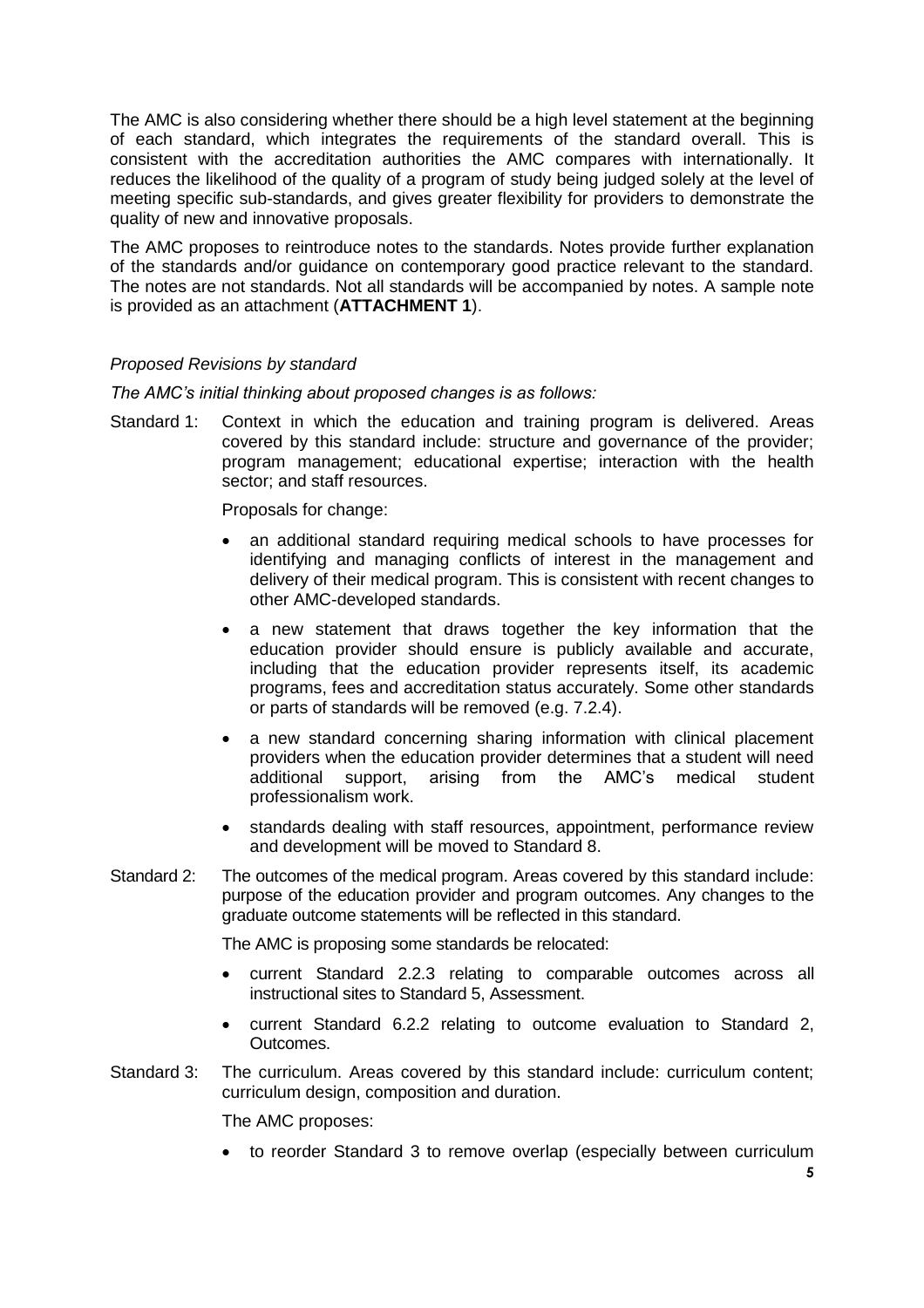The AMC is also considering whether there should be a high level statement at the beginning of each standard, which integrates the requirements of the standard overall. This is consistent with the accreditation authorities the AMC compares with internationally. It reduces the likelihood of the quality of a program of study being judged solely at the level of meeting specific sub-standards, and gives greater flexibility for providers to demonstrate the quality of new and innovative proposals.

The AMC proposes to reintroduce notes to the standards. Notes provide further explanation of the standards and/or guidance on contemporary good practice relevant to the standard. The notes are not standards. Not all standards will be accompanied by notes. A sample note is provided as an attachment (**ATTACHMENT 1**).

*Proposed Revisions by standard*

*The AMC's initial thinking about proposed changes is as follows:*

Standard 1: Context in which the education and training program is delivered. Areas covered by this standard include: structure and governance of the provider; program management; educational expertise; interaction with the health sector; and staff resources.

Proposals for change:

- an additional standard requiring medical schools to have processes for identifying and managing conflicts of interest in the management and delivery of their medical program. This is consistent with recent changes to other AMC-developed standards.
- a new statement that draws together the key information that the education provider should ensure is publicly available and accurate, including that the education provider represents itself, its academic programs, fees and accreditation status accurately. Some other standards or parts of standards will be removed (e.g. 7.2.4).
- a new standard concerning sharing information with clinical placement providers when the education provider determines that a student will need additional support, arising from the AMC's medical student professionalism work.
- standards dealing with staff resources, appointment, performance review and development will be moved to Standard 8.

Standard 2: The outcomes of the medical program. Areas covered by this standard include: purpose of the education provider and program outcomes. Any changes to the graduate outcome statements will be reflected in this standard.

The AMC is proposing some standards be relocated:

- current Standard 2.2.3 relating to comparable outcomes across all instructional sites to Standard 5, Assessment.
- current Standard 6.2.2 relating to outcome evaluation to Standard 2, Outcomes.

Standard 3: The curriculum. Areas covered by this standard include: curriculum content; curriculum design, composition and duration.

The AMC proposes:

- to reorder Standard 3 to remove overlap (especially between curriculum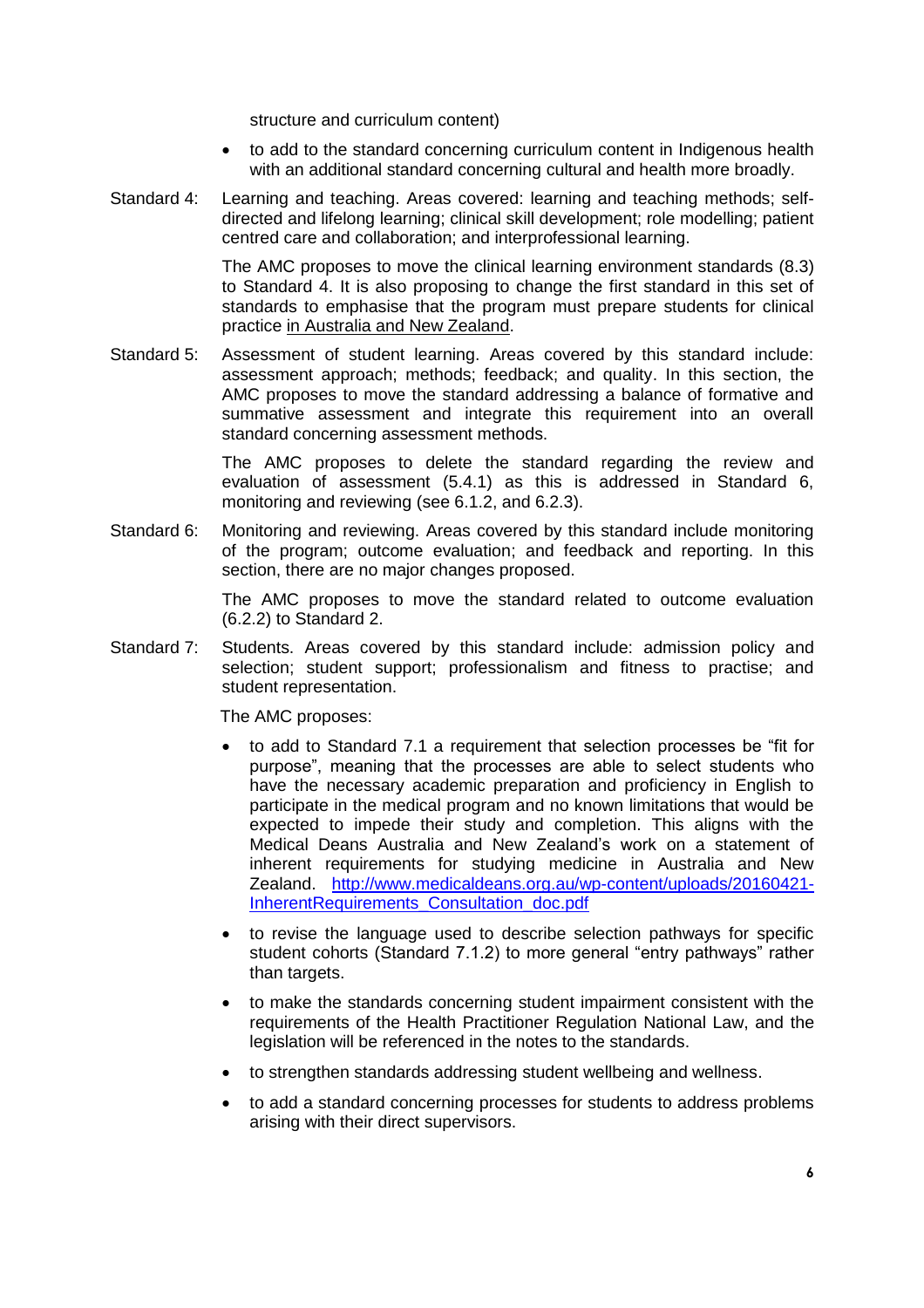structure and curriculum content)

- to add to the standard concerning curriculum content in Indigenous health with an additional standard concerning cultural and health more broadly.

Standard 4: Learning and teaching. Areas covered: learning and teaching methods; self-directed and lifelong learning; clinical skill development; role modelling; patient centred care and collaboration; and interprofessional learning.

The AMC proposes to move the clinical learning environment standards (8.3) to Standard 4. It is also proposing to change the first standard in this set of standards to emphasise that the program must prepare students for clinical practice <u>in Australia and New Zealand</u>.

Standard 5: Assessment of student learning. Areas covered by this standard include: assessment approach; methods; feedback; and quality. In this section, the AMC proposes to move the standard addressing a balance of formative and summative assessment and integrate this requirement into an overall standard concerning assessment methods.

The AMC proposes to delete the standard regarding the review and evaluation of assessment (5.4.1) as this is addressed in Standard 6, monitoring and reviewing (see 6.1.2, and 6.2.3).

Standard 6: Monitoring and reviewing. Areas covered by this standard include monitoring of the program; outcome evaluation; and feedback and reporting. In this section, there are no major changes proposed.

The AMC proposes to move the standard related to outcome evaluation (6.2.2) to Standard 2.

Standard 7: Students. Areas covered by this standard include: admission policy and selection; student support; professionalism and fitness to practise; and student representation.

The AMC proposes:

- to add to Standard 7.1 a requirement that selection processes be "fit for purpose", meaning that the processes are able to select students who have the necessary academic preparation and proficiency in English to participate in the medical program and no known limitations that would be expected to impede their study and completion. This aligns with the Medical Deans Australia and New Zealand's work on a statement of inherent requirements for studying medicine in Australia and New Zealand. [http://www.medicaldeans.org.au/wp-content/uploads/20160421-InherentRequirements_Consultation_doc.pdf](http://www.medicaldeans.org.au/wp-content/uploads/20160421-InherentRequirements_Consultation_doc.pdf)
- to revise the language used to describe selection pathways for specific student cohorts (Standard 7.1.2) to more general "entry pathways" rather than targets.
- to make the standards concerning student impairment consistent with the requirements of the Health Practitioner Regulation National Law, and the legislation will be referenced in the notes to the standards.
- to strengthen standards addressing student wellbeing and wellness.
- to add a standard concerning processes for students to address problems arising with their direct supervisors.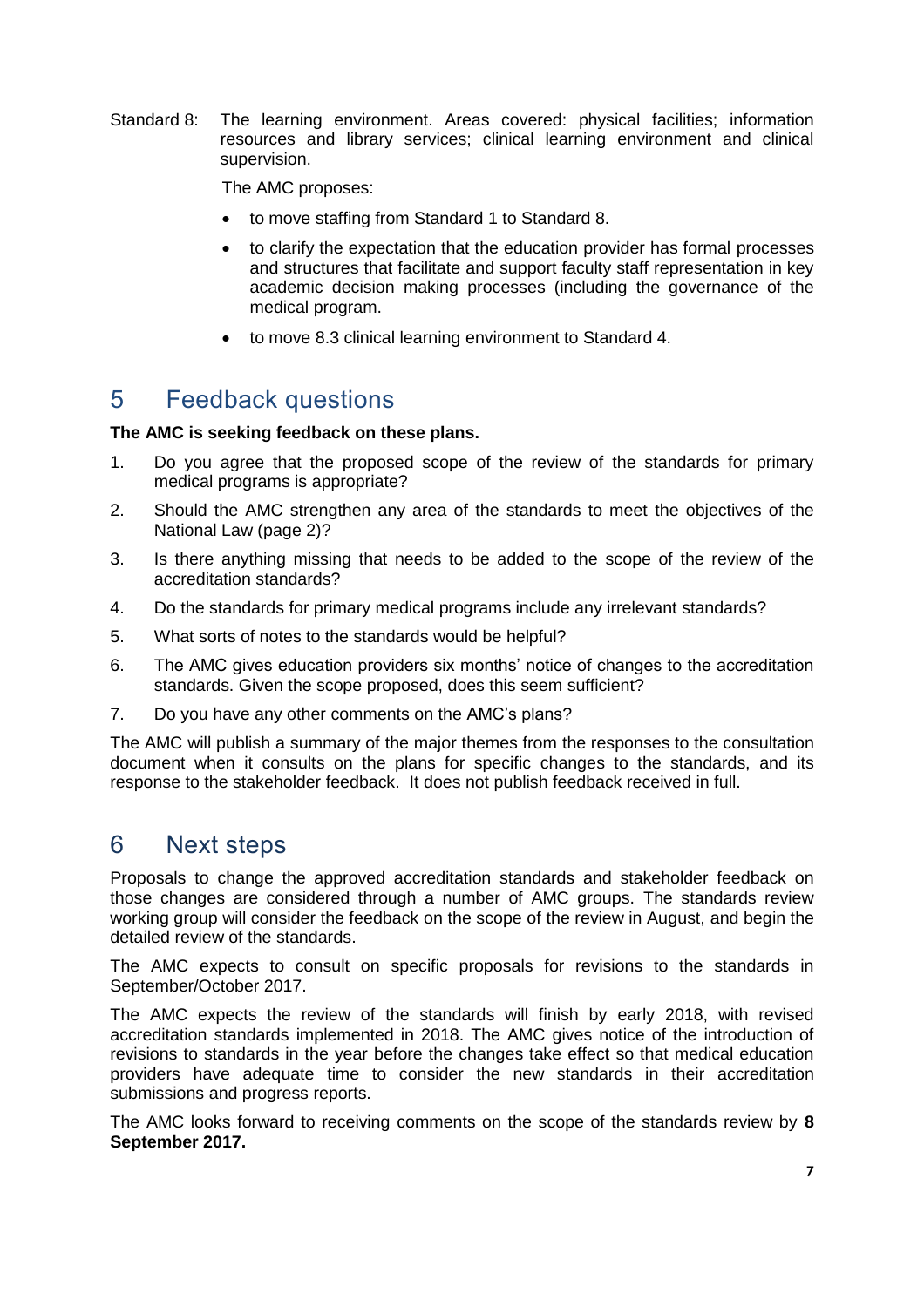Standard 8: The learning environment. Areas covered: physical facilities; information resources and library services; clinical learning environment and clinical supervision.

The AMC proposes:

- to move staffing from Standard 1 to Standard 8.
- to clarify the expectation that the education provider has formal processes and structures that facilitate and support faculty staff representation in key academic decision making processes (including the governance of the medical program.
- to move 8.3 clinical learning environment to Standard 4.

## 5 Feedback questions

**The AMC is seeking feedback on these plans.**

1. Do you agree that the proposed scope of the review of the standards for primary medical programs is appropriate?
2. Should the AMC strengthen any area of the standards to meet the objectives of the National Law (page 2)?
3. Is there anything missing that needs to be added to the scope of the review of the accreditation standards?
4. Do the standards for primary medical programs include any irrelevant standards?
5. What sorts of notes to the standards would be helpful?
6. The AMC gives education providers six months' notice of changes to the accreditation standards. Given the scope proposed, does this seem sufficient?
7. Do you have any other comments on the AMC's plans?

The AMC will publish a summary of the major themes from the responses to the consultation document when it consults on the plans for specific changes to the standards, and its response to the stakeholder feedback. It does not publish feedback received in full.

## 6 Next steps

Proposals to change the approved accreditation standards and stakeholder feedback on those changes are considered through a number of AMC groups. The standards review working group will consider the feedback on the scope of the review in August, and begin the detailed review of the standards.

The AMC expects to consult on specific proposals for revisions to the standards in September/October 2017.

The AMC expects the review of the standards will finish by early 2018, with revised accreditation standards implemented in 2018. The AMC gives notice of the introduction of revisions to standards in the year before the changes take effect so that medical education providers have adequate time to consider the new standards in their accreditation submissions and progress reports.

The AMC looks forward to receiving comments on the scope of the standards review by **8 September 2017.**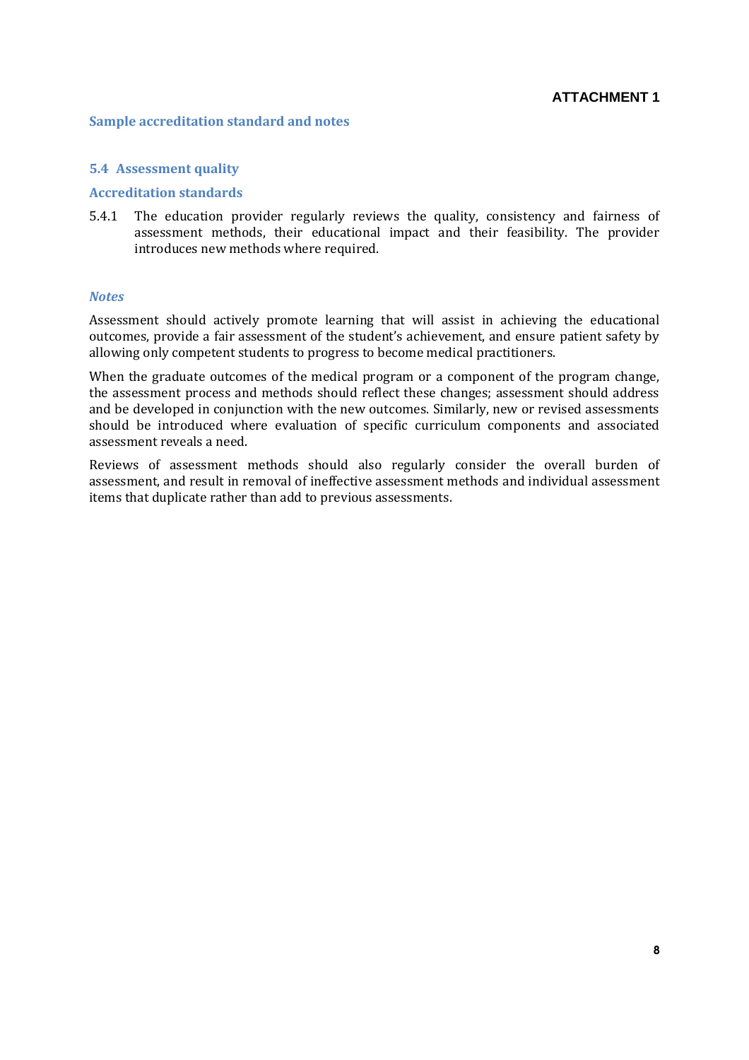**ATTACHMENT 1**

## Sample accreditation standard and notes

### 5.4 Assessment quality

### Accreditation standards

5.4.1 The education provider regularly reviews the quality, consistency and fairness of assessment methods, their educational impact and their feasibility. The provider introduces new methods where required.

### *Notes*

Assessment should actively promote learning that will assist in achieving the educational outcomes, provide a fair assessment of the student's achievement, and ensure patient safety by allowing only competent students to progress to become medical practitioners.

When the graduate outcomes of the medical program or a component of the program change, the assessment process and methods should reflect these changes; assessment should address and be developed in conjunction with the new outcomes. Similarly, new or revised assessments should be introduced where evaluation of specific curriculum components and associated assessment reveals a need.

Reviews of assessment methods should also regularly consider the overall burden of assessment, and result in removal of ineffective assessment methods and individual assessment items that duplicate rather than add to previous assessments.